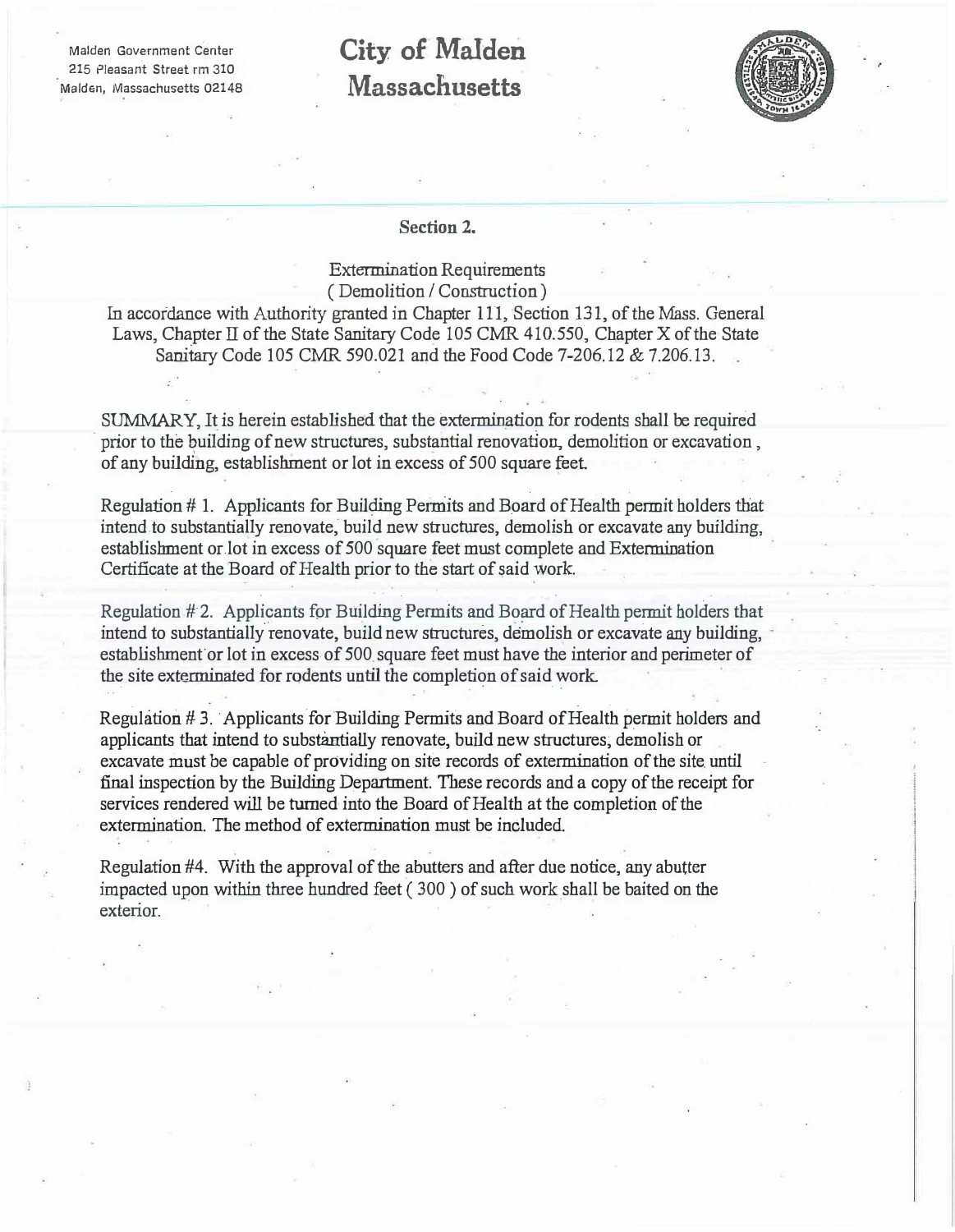Malden Government Center
215 Pleasant Street rm 310
Malden, Massachusetts 02148

# City of Malden Massachusetts

## Section 2.

Extermination Requirements
( Demolition / Construction )
In accordance with Authority granted in Chapter 111, Section 131, of the Mass. General Laws, Chapter II of the State Sanitary Code 105 CMR 410.550, Chapter X of the State Sanitary Code 105 CMR 590.021 and the Food Code 7-206.12 & 7.206.13.

SUMMARY, It is herein established that the extermination for rodents shall be required prior to the building of new structures, substantial renovation, demolition or excavation , of any building, establishment or lot in excess of 500 square feet.

Regulation # 1. Applicants for Building Permits and Board of Health permit holders that intend to substantially renovate, build new structures, demolish or excavate any building, establishment or lot in excess of 500 square feet must complete and Extermination Certificate at the Board of Health prior to the start of said work.

Regulation # 2. Applicants for Building Permits and Board of Health permit holders that intend to substantially renovate, build new structures, demolish or excavate any building, establishment or lot in excess of 500 square feet must have the interior and perimeter of the site exterminated for rodents until the completion of said work.

Regulation # 3. Applicants for Building Permits and Board of Health permit holders and applicants that intend to substantially renovate, build new structures, demolish or excavate must be capable of providing on site records of extermination of the site until final inspection by the Building Department. These records and a copy of the receipt for services rendered will be turned into the Board of Health at the completion of the extermination. The method of extermination must be included.

Regulation #4. With the approval of the abutters and after due notice, any abutter impacted upon within three hundred feet ( 300 ) of such work shall be baited on the exterior.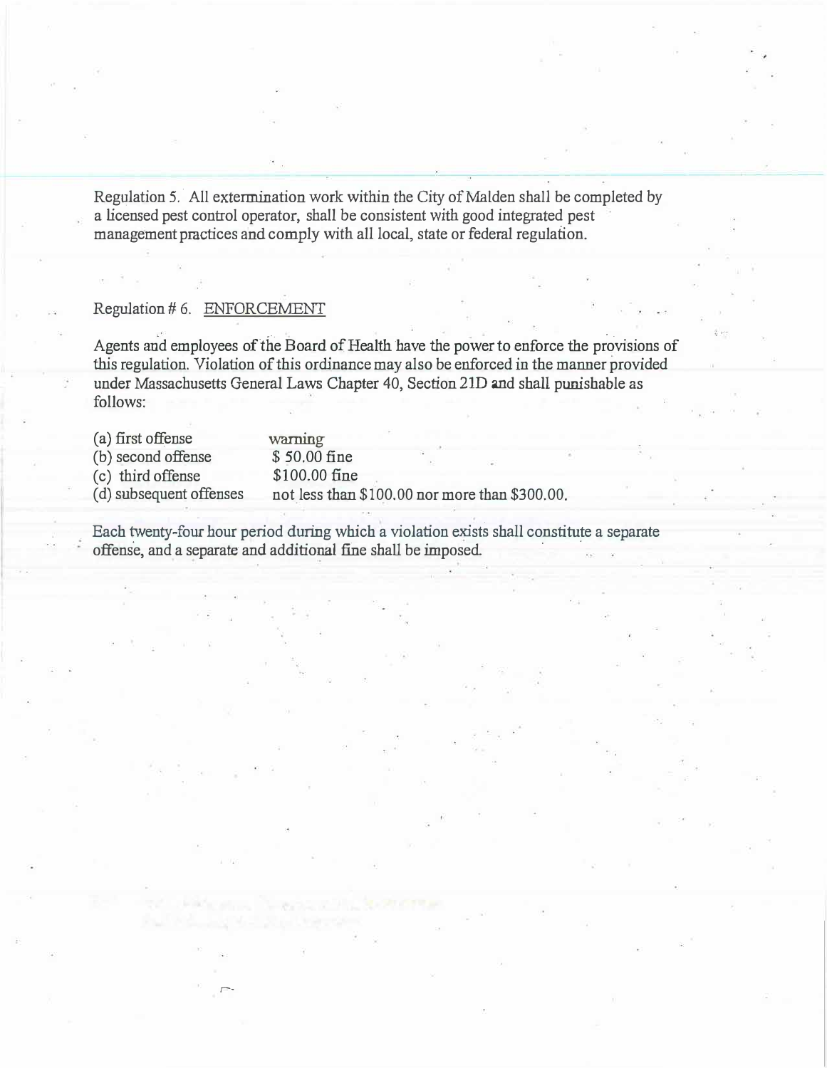Regulation 5. All extermination work within the City of Malden shall be completed by a licensed pest control operator, shall be consistent with good integrated pest management practices and comply with all local, state or federal regulation.

Regulation # 6. ENFORCEMENT

Agents and employees of the Board of Health have the power to enforce the provisions of this regulation. Violation of this ordinance may also be enforced in the manner provided under Massachusetts General Laws Chapter 40, Section 21D and shall punishable as follows:

| | |
|---|---|
| (a) first offense | warning |
| (b) second offense | $ 50.00 fine |
| (c) third offense | $100.00 fine |
| (d) subsequent offenses | not less than $100.00 nor more than $300.00. |

Each twenty-four hour period during which a violation exists shall constitute a separate offense, and a separate and additional fine shall be imposed.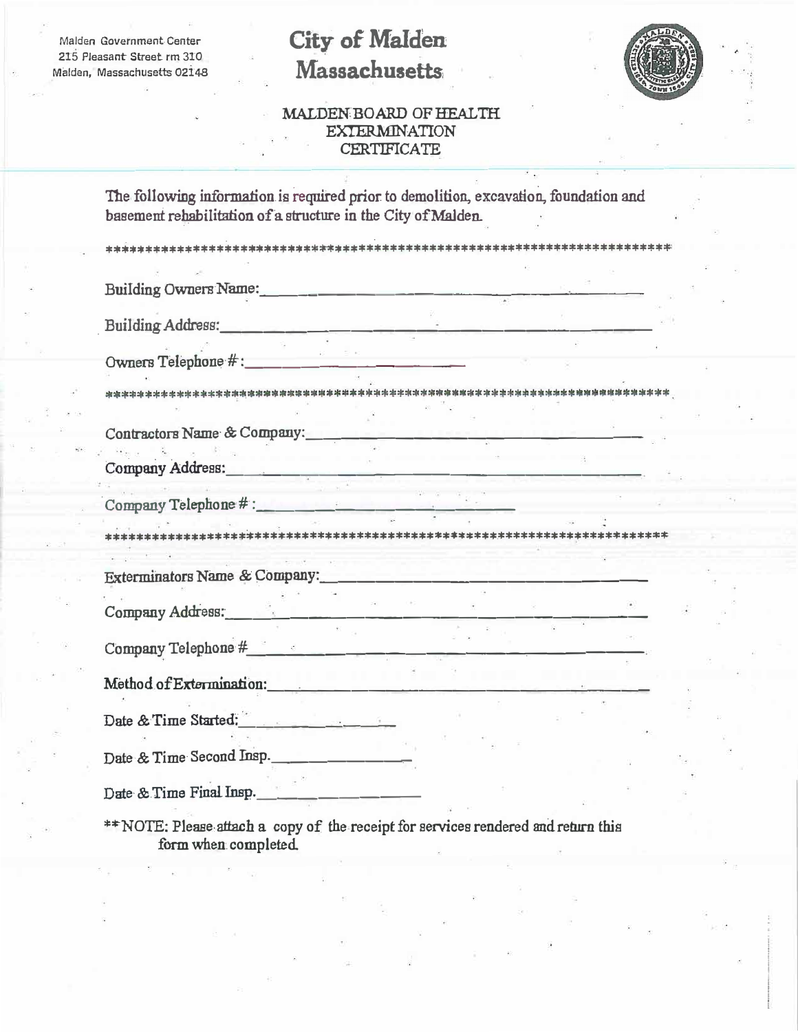Malden Government Center
215 Pleasant Street rm 310
Malden, Massachusetts 02148

# City of Malden Massachusetts

## MALDEN BOARD OF HEALTH EXTERMINATION CERTIFICATE

The following information is required prior to demolition, excavation, foundation and basement rehabilitation of a structure in the City of Malden.

**************************************************************************

Building Owners Name: ________________________________________

Building Address: ____________________________________________

Owners Telephone # : ____________________

**************************************************************************

Contractors Name & Company: ______________________________

Company Address: ____________________________________________

Company Telephone # : ____________________

**************************************************************************

Exterminators Name & Company: ______________________________

Company Address: ____________________________________________

Company Telephone # ___________________________________________

Method of Extermination: ______________________________________

Date & Time Started: ________________

Date & Time Second Insp. ________________

Date & Time Final Insp. ________________

**NOTE: Please attach a copy of the receipt for services rendered and return this form when completed.